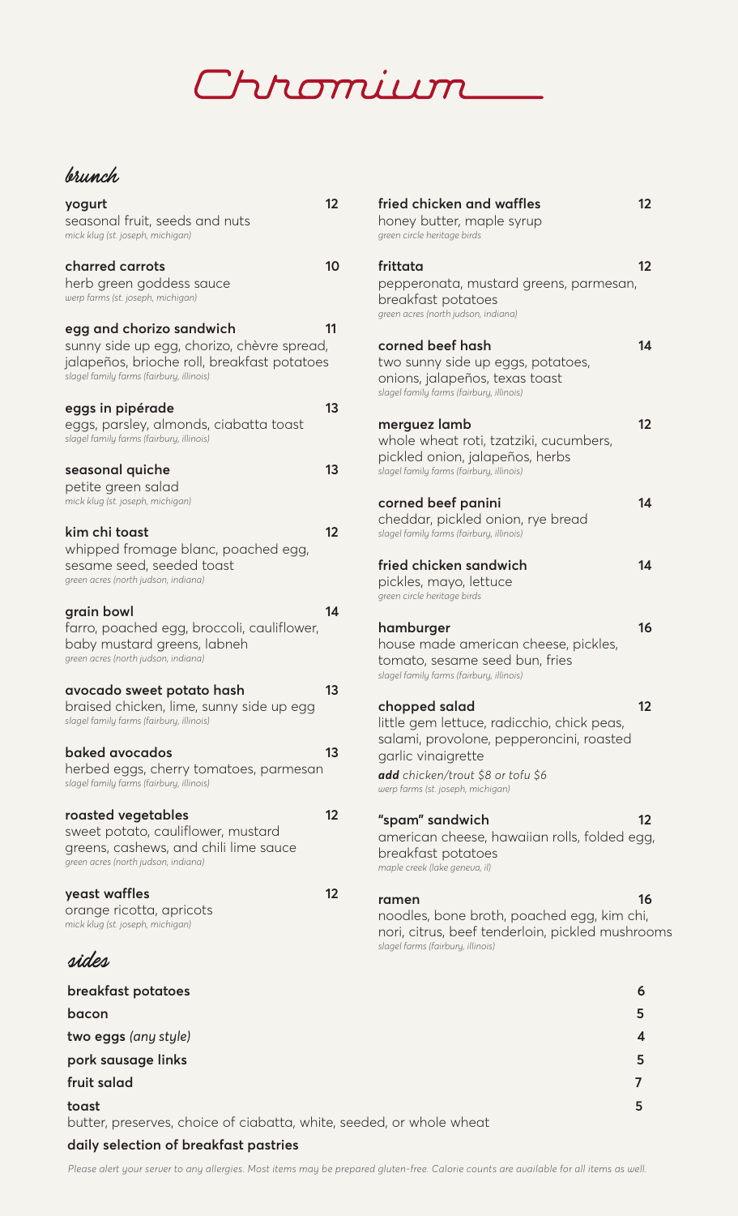# Chromium

## brunch

**yogurt** 12
seasonal fruit, seeds and nuts
*mick klug (st. joseph, michigan)*

**charred carrots** 10
herb green goddess sauce
*werp farms (st. joseph, michigan)*

**egg and chorizo sandwich** 11
sunny side up egg, chorizo, chèvre spread, jalapeños, brioche roll, breakfast potatoes
*slagel family farms (fairbury, illinois)*

**eggs in pipérade** 13
eggs, parsley, almonds, ciabatta toast
*slagel family farms (fairbury, illinois)*

**seasonal quiche** 13
petite green salad
*mick klug (st. joseph, michigan)*

**kim chi toast** 12
whipped fromage blanc, poached egg, sesame seed, seeded toast
*green acres (north judson, indiana)*

**grain bowl** 14
farro, poached egg, broccoli, cauliflower, baby mustard greens, labneh
*green acres (north judson, indiana)*

**avocado sweet potato hash** 13
braised chicken, lime, sunny side up egg
*slagel family farms (fairbury, illinois)*

**baked avocados** 13
herbed eggs, cherry tomatoes, parmesan
*slagel family farms (fairbury, illinois)*

**roasted vegetables** 12
sweet potato, cauliflower, mustard greens, cashews, and chili lime sauce
*green acres (north judson, indiana)*

**yeast waffles** 12
orange ricotta, apricots
*mick klug (st. joseph, michigan)*

**fried chicken and waffles** 12
honey butter, maple syrup
*green circle heritage birds*

**frittata** 12
pepperonata, mustard greens, parmesan, breakfast potatoes
*green acres (north judson, indiana)*

**corned beef hash** 14
two sunny side up eggs, potatoes, onions, jalapeños, texas toast
*slagel family farms (fairbury, illinois)*

**merguez lamb** 12
whole wheat roti, tzatziki, cucumbers, pickled onion, jalapeños, herbs
*slagel family farms (fairbury, illinois)*

**corned beef panini** 14
cheddar, pickled onion, rye bread
*slagel family farms (fairbury, illinois)*

**fried chicken sandwich** 14
pickles, mayo, lettuce
*green circle heritage birds*

**hamburger** 16
house made american cheese, pickles, tomato, sesame seed bun, fries
*slagel family farms (fairbury, illinois)*

**chopped salad** 12
little gem lettuce, radicchio, chick peas, salami, provolone, pepperoncini, roasted garlic vinaigrette
***add** chicken/trout $8 or tofu $6*
*werp farms (st. joseph, michigan)*

**"spam" sandwich** 12
american cheese, hawaiian rolls, folded egg, breakfast potatoes
*maple creek (lake geneva, il)*

**ramen** 16
noodles, bone broth, poached egg, kim chi, nori, citrus, beef tenderloin, pickled mushrooms
*slagel farms (fairbury, illinois)*

## sides

**breakfast potatoes** 6

**bacon** 5

**two eggs** *(any style)* 4

**pork sausage links** 5

**fruit salad** 7

**toast** 5
butter, preserves, choice of ciabatta, white, seeded, or whole wheat

**daily selection of breakfast pastries**

*Please alert your server to any allergies. Most items may be prepared gluten-free. Calorie counts are available for all items as well.*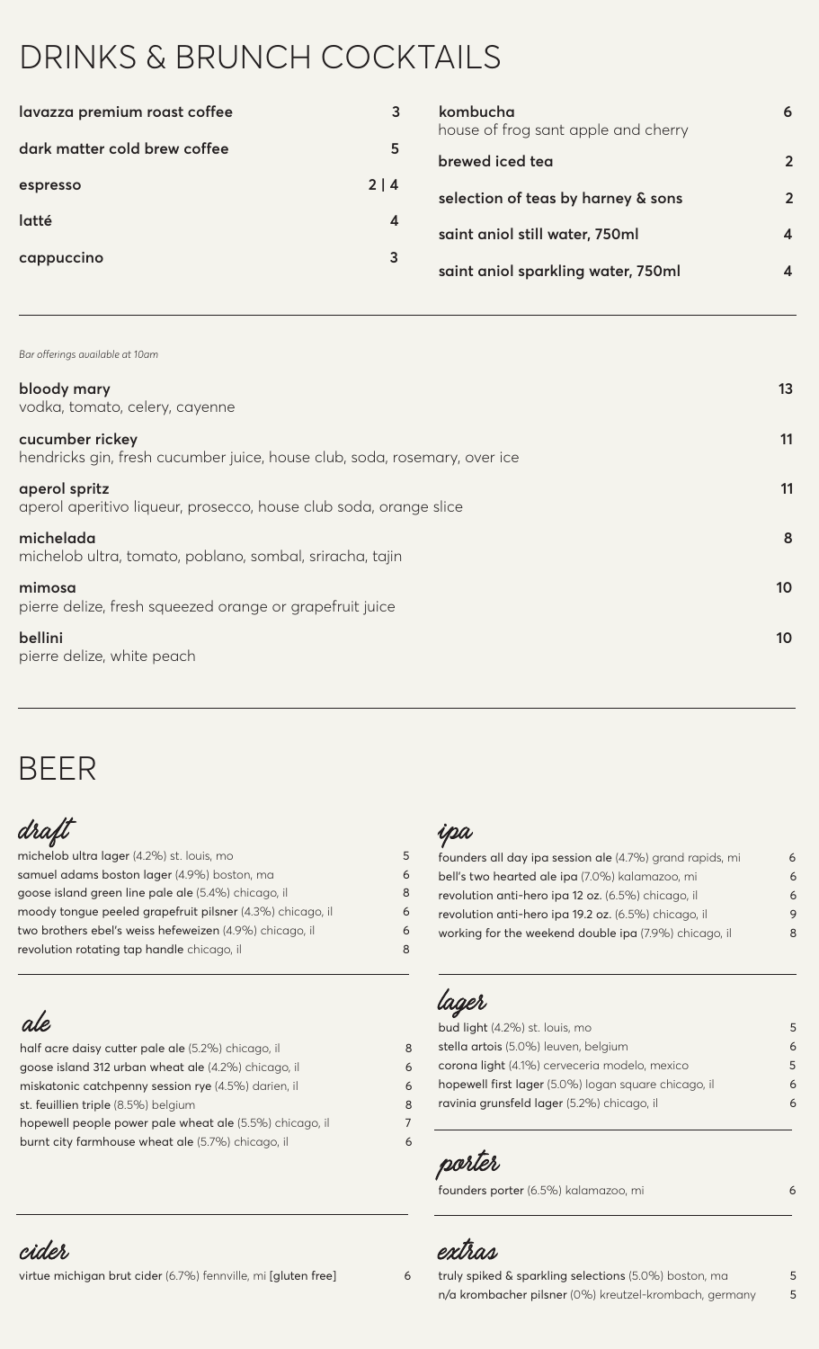# DRINKS & BRUNCH COCKTAILS

**lavazza premium roast coffee** 3

**dark matter cold brew coffee** 5

**espresso** 2 | 4

**latté** 4

**cappuccino** 3

**kombucha** 6
house of frog sant apple and cherry

**brewed iced tea** 2

**selection of teas by harney & sons** 2

**saint aniol still water, 750ml** 4

**saint aniol sparkling water, 750ml** 4

*Bar offerings available at 10am*

**bloody mary** 13
vodka, tomato, celery, cayenne

**cucumber rickey** 11
hendricks gin, fresh cucumber juice, house club, soda, rosemary, over ice

**aperol spritz** 11
aperol aperitivo liqueur, prosecco, house club soda, orange slice

**michelada** 8
michelob ultra, tomato, poblano, sombal, sriracha, tajin

**mimosa** 10
pierre delize, fresh squeezed orange or grapefruit juice

**bellini** 10
pierre delize, white peach

# BEER

## *draft*

**michelob ultra lager** (4.2%) st. louis, mo 5
**samuel adams boston lager** (4.9%) boston, ma 6
**goose island green line pale ale** (5.4%) chicago, il 8
**moody tongue peeled grapefruit pilsner** (4.3%) chicago, il 6
**two brothers ebel's weiss hefeweizen** (4.9%) chicago, il 6
**revolution rotating tap handle** chicago, il 8

## *ale*

**half acre daisy cutter pale ale** (5.2%) chicago, il 8
**goose island 312 urban wheat ale** (4.2%) chicago, il 6
**miskatonic catchpenny session rye** (4.5%) darien, il 6
**st. feuillien triple** (8.5%) belgium 8
**hopewell people power pale wheat ale** (5.5%) chicago, il 7
**burnt city farmhouse wheat ale** (5.7%) chicago, il 6

## *cider*

**virtue michigan brut cider** (6.7%) fennville, mi [gluten free] 6

## *ipa*

**founders all day ipa session ale** (4.7%) grand rapids, mi 6
**bell's two hearted ale ipa** (7.0%) kalamazoo, mi 6
**revolution anti-hero ipa 12 oz.** (6.5%) chicago, il 6
**revolution anti-hero ipa 19.2 oz.** (6.5%) chicago, il 9
**working for the weekend double ipa** (7.9%) chicago, il 8

## *lager*

**bud light** (4.2%) st. louis, mo 5
**stella artois** (5.0%) leuven, belgium 6
**corona light** (4.1%) cerveceria modelo, mexico 5
**hopewell first lager** (5.0%) logan square chicago, il 6
**ravinia grunsfeld lager** (5.2%) chicago, il 6

## *porter*

**founders porter** (6.5%) kalamazoo, mi 6

## *extras*

**truly spiked & sparkling selections** (5.0%) boston, ma 5
**n/a krombacher pilsner** (0%) kreutzel-krombach, germany 5